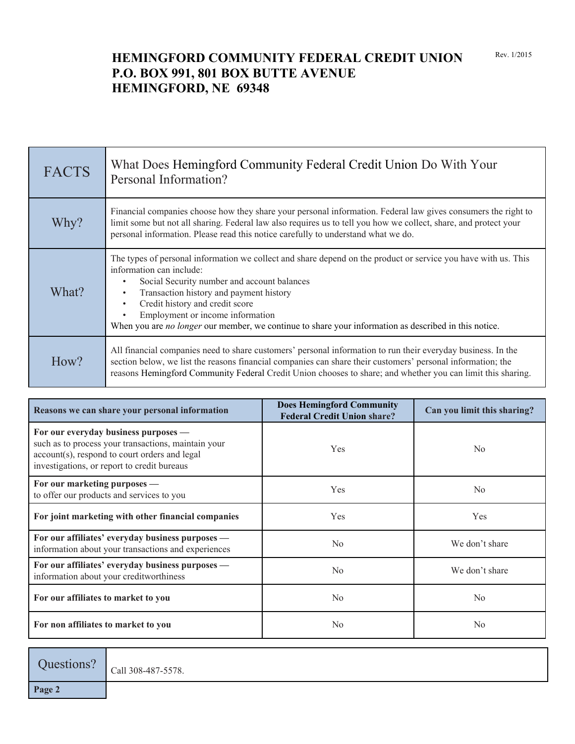# HEMINGFORD COMMUNITY FEDERAL CREDIT UNION
# P.O. BOX 991, 801 BOX BUTTE AVENUE
# HEMINGFORD, NE 69348

Rev. 1/2015

| FACTS | What Does Hemingford Community Federal Credit Union Do With Your Personal Information? |
|---|---|
| Why? | Financial companies choose how they share your personal information. Federal law gives consumers the right to limit some but not all sharing. Federal law also requires us to tell you how we collect, share, and protect your personal information. Please read this notice carefully to understand what we do. |
| What? | The types of personal information we collect and share depend on the product or service you have with us. This information can include:<br>• Social Security number and account balances<br>• Transaction history and payment history<br>• Credit history and credit score<br>• Employment or income information<br>When you are *no longer* our member, we continue to share your information as described in this notice. |
| How? | All financial companies need to share customers' personal information to run their everyday business. In the section below, we list the reasons financial companies can share their customers' personal information; the reasons Hemingford Community Federal Credit Union chooses to share; and whether you can limit this sharing. |

| Reasons we can share your personal information | Does Hemingford Community Federal Credit Union share? | Can you limit this sharing? |
|---|---|---|
| **For our everyday business purposes —** such as to process your transactions, maintain your account(s), respond to court orders and legal investigations, or report to credit bureaus | Yes | No |
| **For our marketing purposes —** to offer our products and services to you | Yes | No |
| **For joint marketing with other financial companies** | Yes | Yes |
| **For our affiliates' everyday business purposes —** information about your transactions and experiences | No | We don't share |
| **For our affiliates' everyday business purposes —** information about your creditworthiness | No | We don't share |
| **For our affiliates to market to you** | No | No |
| **For non affiliates to market to you** | No | No |

| Questions? | Call 308-487-5578. |
|---|---|

**Page 2**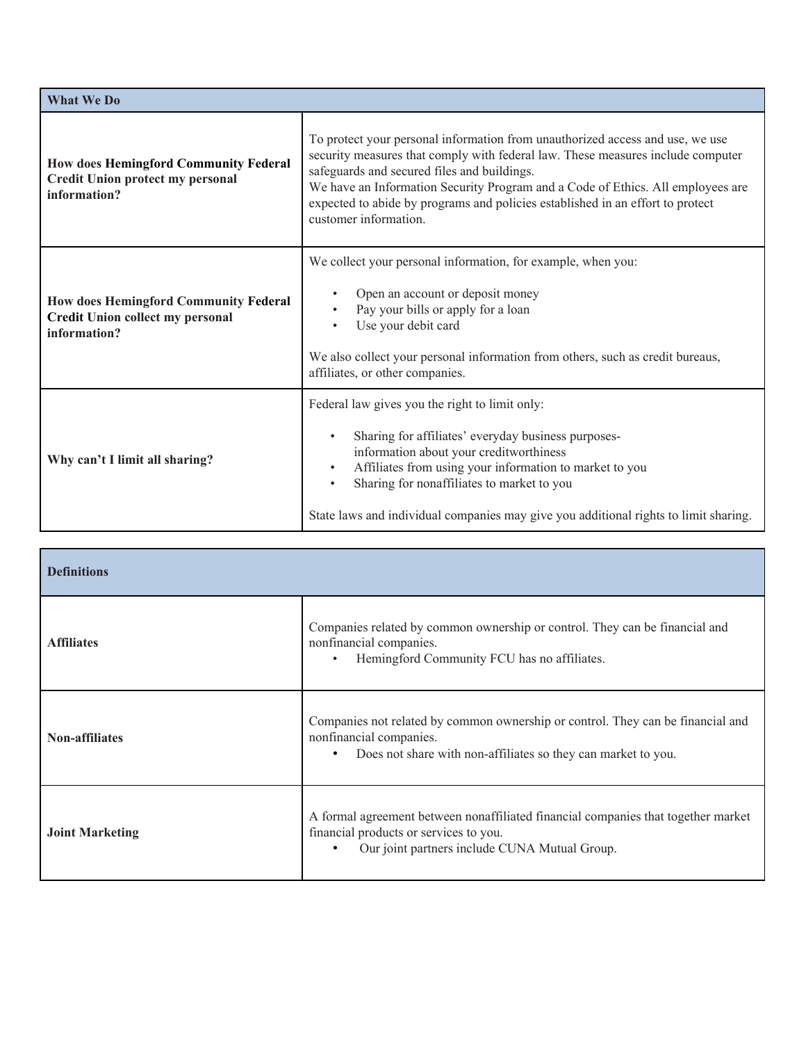| What We Do | |
|---|---|
| **How does Hemingford Community Federal Credit Union protect my personal information?** | To protect your personal information from unauthorized access and use, we use security measures that comply with federal law. These measures include computer safeguards and secured files and buildings.<br>We have an Information Security Program and a Code of Ethics. All employees are expected to abide by programs and policies established in an effort to protect customer information. |
| **How does Hemingford Community Federal Credit Union collect my personal information?** | We collect your personal information, for example, when you:<br>• Open an account or deposit money<br>• Pay your bills or apply for a loan<br>• Use your debit card<br><br>We also collect your personal information from others, such as credit bureaus, affiliates, or other companies. |
| **Why can't I limit all sharing?** | Federal law gives you the right to limit only:<br>• Sharing for affiliates' everyday business purposes- information about your creditworthiness<br>• Affiliates from using your information to market to you<br>• Sharing for nonaffiliates to market to you<br><br>State laws and individual companies may give you additional rights to limit sharing. |

| Definitions | |
|---|---|
| **Affiliates** | Companies related by common ownership or control. They can be financial and nonfinancial companies.<br>• Hemingford Community FCU has no affiliates. |
| **Non-affiliates** | Companies not related by common ownership or control. They can be financial and nonfinancial companies.<br>• Does not share with non-affiliates so they can market to you. |
| **Joint Marketing** | A formal agreement between nonaffiliated financial companies that together market financial products or services to you.<br>• Our joint partners include CUNA Mutual Group. |